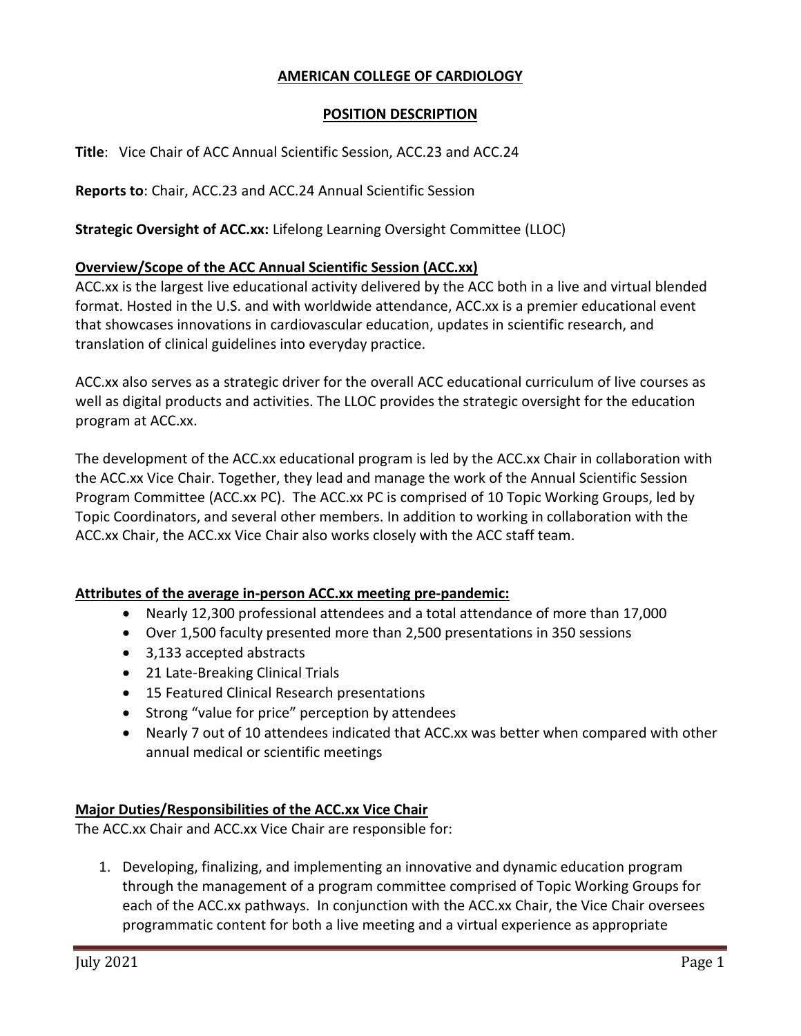# AMERICAN COLLEGE OF CARDIOLOGY

## POSITION DESCRIPTION

**Title**: Vice Chair of ACC Annual Scientific Session, ACC.23 and ACC.24

**Reports to**: Chair, ACC.23 and ACC.24 Annual Scientific Session

**Strategic Oversight of ACC.xx:** Lifelong Learning Oversight Committee (LLOC)

### Overview/Scope of the ACC Annual Scientific Session (ACC.xx)

ACC.xx is the largest live educational activity delivered by the ACC both in a live and virtual blended format. Hosted in the U.S. and with worldwide attendance, ACC.xx is a premier educational event that showcases innovations in cardiovascular education, updates in scientific research, and translation of clinical guidelines into everyday practice.

ACC.xx also serves as a strategic driver for the overall ACC educational curriculum of live courses as well as digital products and activities. The LLOC provides the strategic oversight for the education program at ACC.xx.

The development of the ACC.xx educational program is led by the ACC.xx Chair in collaboration with the ACC.xx Vice Chair. Together, they lead and manage the work of the Annual Scientific Session Program Committee (ACC.xx PC). The ACC.xx PC is comprised of 10 Topic Working Groups, led by Topic Coordinators, and several other members. In addition to working in collaboration with the ACC.xx Chair, the ACC.xx Vice Chair also works closely with the ACC staff team.

### Attributes of the average in-person ACC.xx meeting pre-pandemic:

- Nearly 12,300 professional attendees and a total attendance of more than 17,000
- Over 1,500 faculty presented more than 2,500 presentations in 350 sessions
- 3,133 accepted abstracts
- 21 Late-Breaking Clinical Trials
- 15 Featured Clinical Research presentations
- Strong "value for price" perception by attendees
- Nearly 7 out of 10 attendees indicated that ACC.xx was better when compared with other annual medical or scientific meetings

### Major Duties/Responsibilities of the ACC.xx Vice Chair

The ACC.xx Chair and ACC.xx Vice Chair are responsible for:

1. Developing, finalizing, and implementing an innovative and dynamic education program through the management of a program committee comprised of Topic Working Groups for each of the ACC.xx pathways. In conjunction with the ACC.xx Chair, the Vice Chair oversees programmatic content for both a live meeting and a virtual experience as appropriate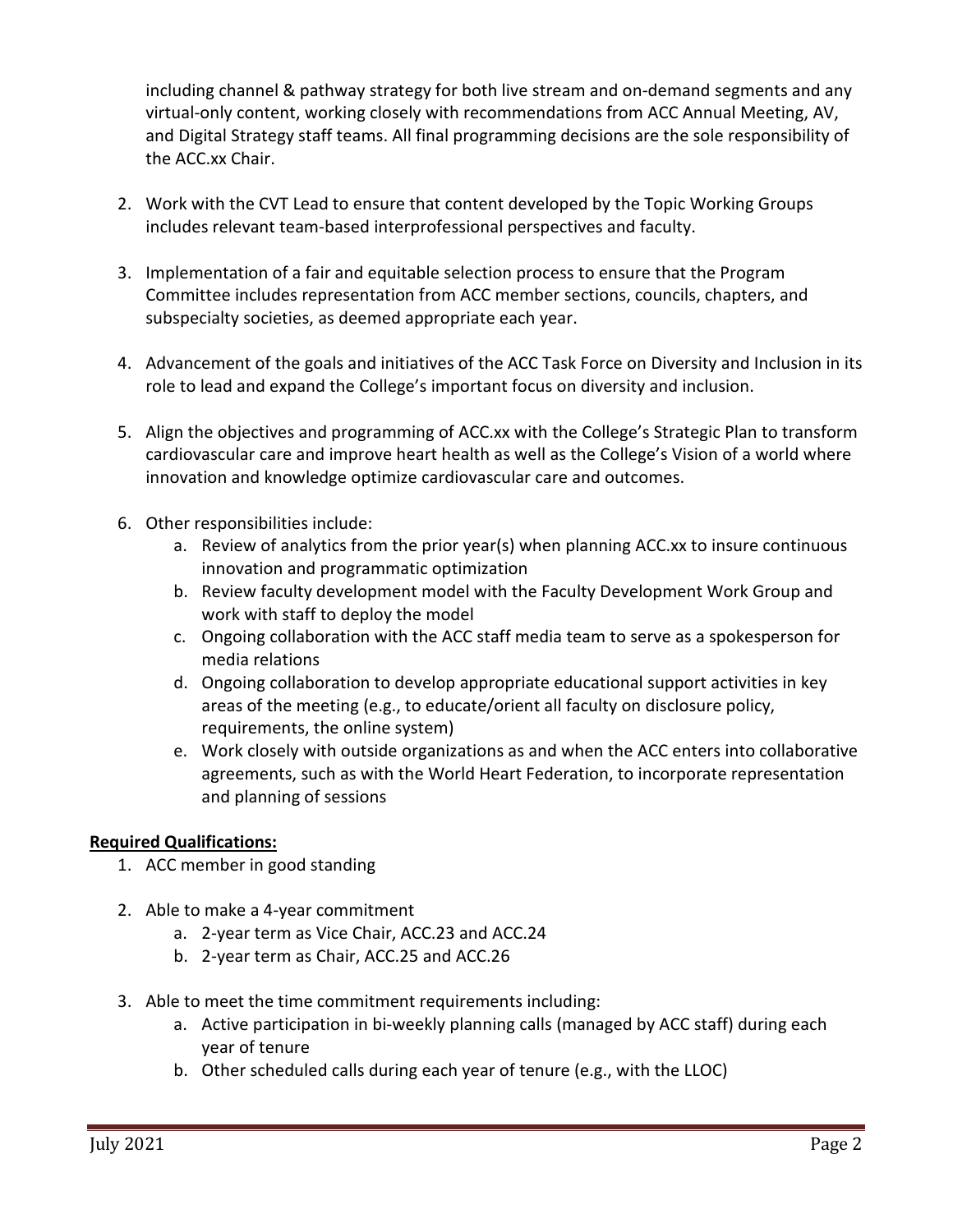including channel & pathway strategy for both live stream and on-demand segments and any virtual-only content, working closely with recommendations from ACC Annual Meeting, AV, and Digital Strategy staff teams. All final programming decisions are the sole responsibility of the ACC.xx Chair.

2. Work with the CVT Lead to ensure that content developed by the Topic Working Groups includes relevant team-based interprofessional perspectives and faculty.

3. Implementation of a fair and equitable selection process to ensure that the Program Committee includes representation from ACC member sections, councils, chapters, and subspecialty societies, as deemed appropriate each year.

4. Advancement of the goals and initiatives of the ACC Task Force on Diversity and Inclusion in its role to lead and expand the College's important focus on diversity and inclusion.

5. Align the objectives and programming of ACC.xx with the College's Strategic Plan to transform cardiovascular care and improve heart health as well as the College's Vision of a world where innovation and knowledge optimize cardiovascular care and outcomes.

6. Other responsibilities include:
    a. Review of analytics from the prior year(s) when planning ACC.xx to insure continuous innovation and programmatic optimization
    b. Review faculty development model with the Faculty Development Work Group and work with staff to deploy the model
    c. Ongoing collaboration with the ACC staff media team to serve as a spokesperson for media relations
    d. Ongoing collaboration to develop appropriate educational support activities in key areas of the meeting (e.g., to educate/orient all faculty on disclosure policy, requirements, the online system)
    e. Work closely with outside organizations as and when the ACC enters into collaborative agreements, such as with the World Heart Federation, to incorporate representation and planning of sessions

**Required Qualifications:**

1. ACC member in good standing

2. Able to make a 4-year commitment
    a. 2-year term as Vice Chair, ACC.23 and ACC.24
    b. 2-year term as Chair, ACC.25 and ACC.26

3. Able to meet the time commitment requirements including:
    a. Active participation in bi-weekly planning calls (managed by ACC staff) during each year of tenure
    b. Other scheduled calls during each year of tenure (e.g., with the LLOC)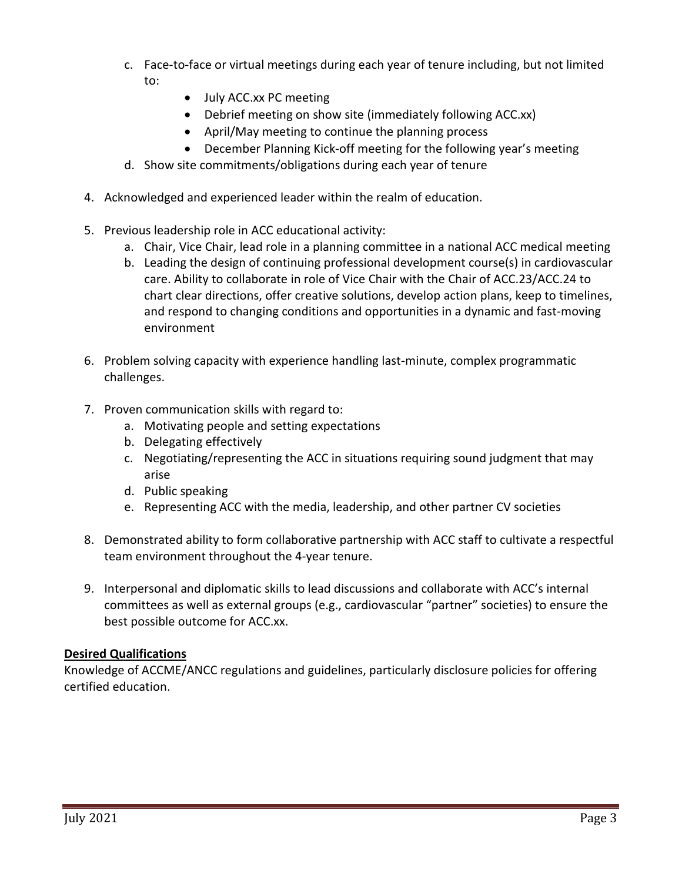c. Face-to-face or virtual meetings during each year of tenure including, but not limited to:
    - July ACC.xx PC meeting
    - Debrief meeting on show site (immediately following ACC.xx)
    - April/May meeting to continue the planning process
    - December Planning Kick-off meeting for the following year's meeting

d. Show site commitments/obligations during each year of tenure

4. Acknowledged and experienced leader within the realm of education.

5. Previous leadership role in ACC educational activity:
    a. Chair, Vice Chair, lead role in a planning committee in a national ACC medical meeting
    b. Leading the design of continuing professional development course(s) in cardiovascular care. Ability to collaborate in role of Vice Chair with the Chair of ACC.23/ACC.24 to chart clear directions, offer creative solutions, develop action plans, keep to timelines, and respond to changing conditions and opportunities in a dynamic and fast-moving environment

6. Problem solving capacity with experience handling last-minute, complex programmatic challenges.

7. Proven communication skills with regard to:
    a. Motivating people and setting expectations
    b. Delegating effectively
    c. Negotiating/representing the ACC in situations requiring sound judgment that may arise
    d. Public speaking
    e. Representing ACC with the media, leadership, and other partner CV societies

8. Demonstrated ability to form collaborative partnership with ACC staff to cultivate a respectful team environment throughout the 4-year tenure.

9. Interpersonal and diplomatic skills to lead discussions and collaborate with ACC's internal committees as well as external groups (e.g., cardiovascular "partner" societies) to ensure the best possible outcome for ACC.xx.

**Desired Qualifications**

Knowledge of ACCME/ANCC regulations and guidelines, particularly disclosure policies for offering certified education.